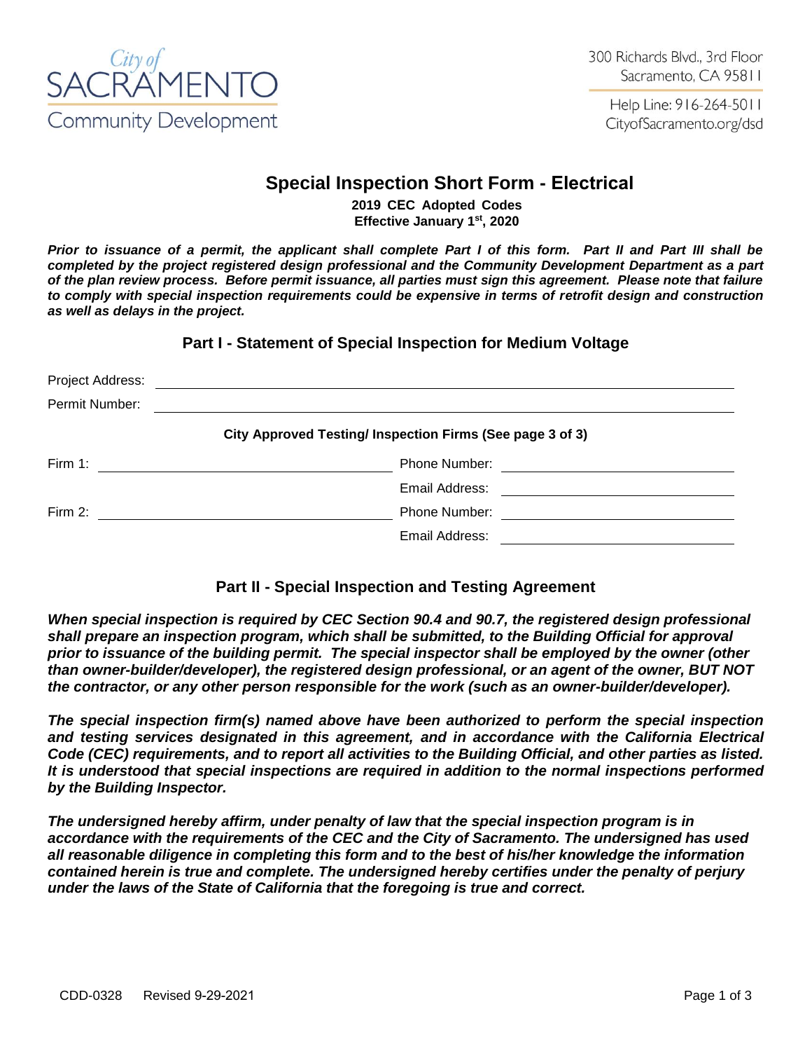City of SACRAMENTO Community Development

300 Richards Blvd., 3rd Floor
Sacramento, CA 95811

Help Line: 916-264-5011
CityofSacramento.org/dsd

# Special Inspection Short Form - Electrical

**2019 CEC Adopted Codes**
**Effective January 1st, 2020**

***Prior to issuance of a permit, the applicant shall complete Part I of this form. Part II and Part III shall be completed by the project registered design professional and the Community Development Department as a part of the plan review process. Before permit issuance, all parties must sign this agreement. Please note that failure to comply with special inspection requirements could be expensive in terms of retrofit design and construction as well as delays in the project.***

## Part I - Statement of Special Inspection for Medium Voltage

Project Address: ____________________________________________

Permit Number: ____________________________________________

**City Approved Testing/ Inspection Firms (See page 3 of 3)**

Firm 1: ______________________ Phone Number: ______________________

Email Address: ______________________

Firm 2: ______________________ Phone Number: ______________________

Email Address: ______________________

## Part II - Special Inspection and Testing Agreement

***When special inspection is required by CEC Section 90.4 and 90.7, the registered design professional shall prepare an inspection program, which shall be submitted, to the Building Official for approval prior to issuance of the building permit. The special inspector shall be employed by the owner (other than owner-builder/developer), the registered design professional, or an agent of the owner, BUT NOT the contractor, or any other person responsible for the work (such as an owner-builder/developer).***

***The special inspection firm(s) named above have been authorized to perform the special inspection and testing services designated in this agreement, and in accordance with the California Electrical Code (CEC) requirements, and to report all activities to the Building Official, and other parties as listed. It is understood that special inspections are required in addition to the normal inspections performed by the Building Inspector.***

***The undersigned hereby affirm, under penalty of law that the special inspection program is in accordance with the requirements of the CEC and the City of Sacramento. The undersigned has used all reasonable diligence in completing this form and to the best of his/her knowledge the information contained herein is true and complete. The undersigned hereby certifies under the penalty of perjury under the laws of the State of California that the foregoing is true and correct.***

CDD-0328 Revised 9-29-2021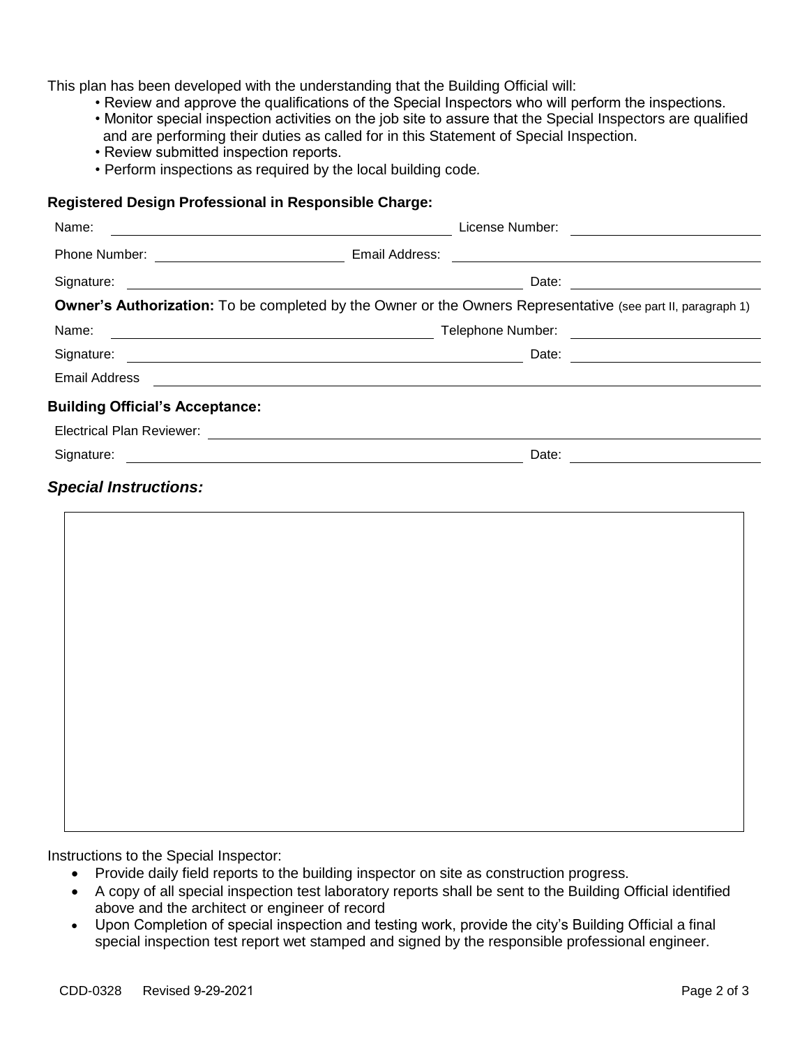This plan has been developed with the understanding that the Building Official will:

- Review and approve the qualifications of the Special Inspectors who will perform the inspections.
- Monitor special inspection activities on the job site to assure that the Special Inspectors are qualified and are performing their duties as called for in this Statement of Special Inspection.
- Review submitted inspection reports.
- Perform inspections as required by the local building code.

**Registered Design Professional in Responsible Charge:**

Name: ______________________________ License Number: ______________________

Phone Number: ______________________ Email Address: ______________________________

Signature: ______________________________ Date: ______________________

**Owner's Authorization:** To be completed by the Owner or the Owners Representative (see part II, paragraph 1)

Name: ______________________________ Telephone Number: ______________________

Signature: ______________________________ Date: ______________________

Email Address ______________________________________________________________

**Building Official's Acceptance:**

Electrical Plan Reviewer: ______________________________________________________

Signature: ______________________________ Date: ______________________

### *Special Instructions:*

Instructions to the Special Inspector:

- Provide daily field reports to the building inspector on site as construction progress.
- A copy of all special inspection test laboratory reports shall be sent to the Building Official identified above and the architect or engineer of record
- Upon Completion of special inspection and testing work, provide the city's Building Official a final special inspection test report wet stamped and signed by the responsible professional engineer.

CDD-0328 Revised 9-29-2021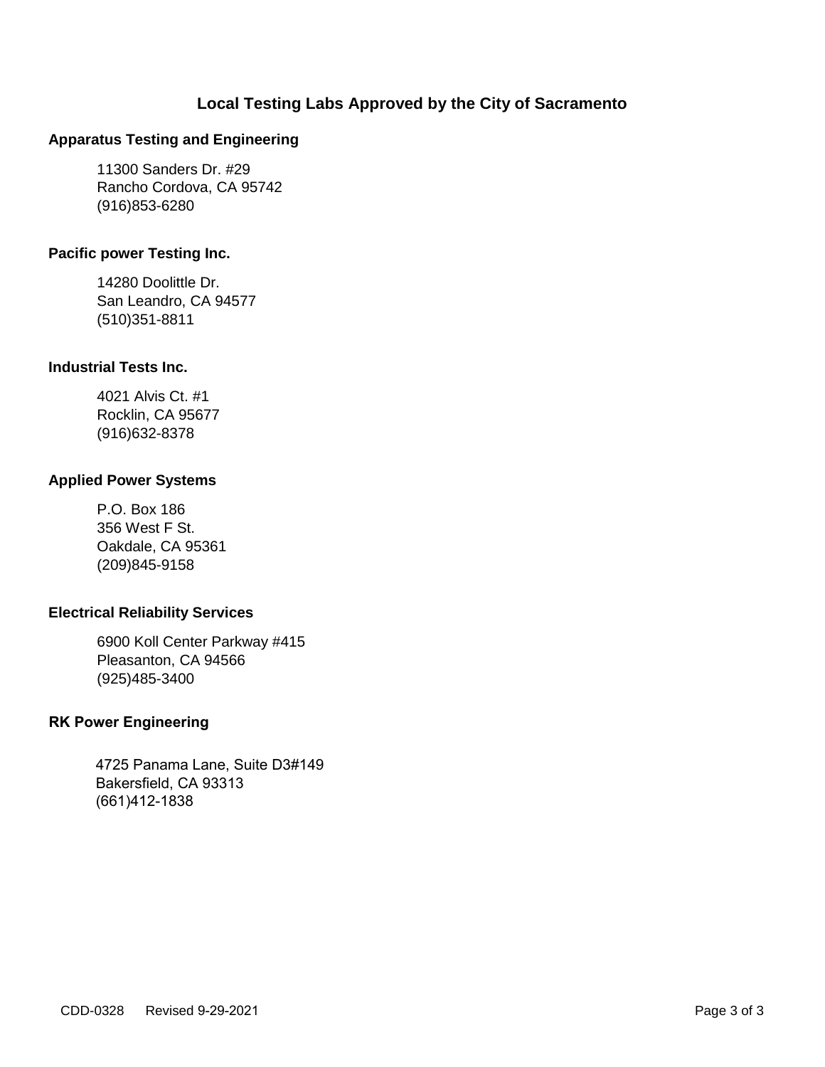# Local Testing Labs Approved by the City of Sacramento

**Apparatus Testing and Engineering**

11300 Sanders Dr. #29
Rancho Cordova, CA 95742
(916)853-6280

**Pacific power Testing Inc.**

14280 Doolittle Dr.
San Leandro, CA 94577
(510)351-8811

**Industrial Tests Inc.**

4021 Alvis Ct. #1
Rocklin, CA 95677
(916)632-8378

**Applied Power Systems**

P.O. Box 186
356 West F St.
Oakdale, CA 95361
(209)845-9158

**Electrical Reliability Services**

6900 Koll Center Parkway #415
Pleasanton, CA 94566
(925)485-3400

**RK Power Engineering**

4725 Panama Lane, Suite D3#149
Bakersfield, CA 93313
(661)412-1838

CDD-0328 Revised 9-29-2021